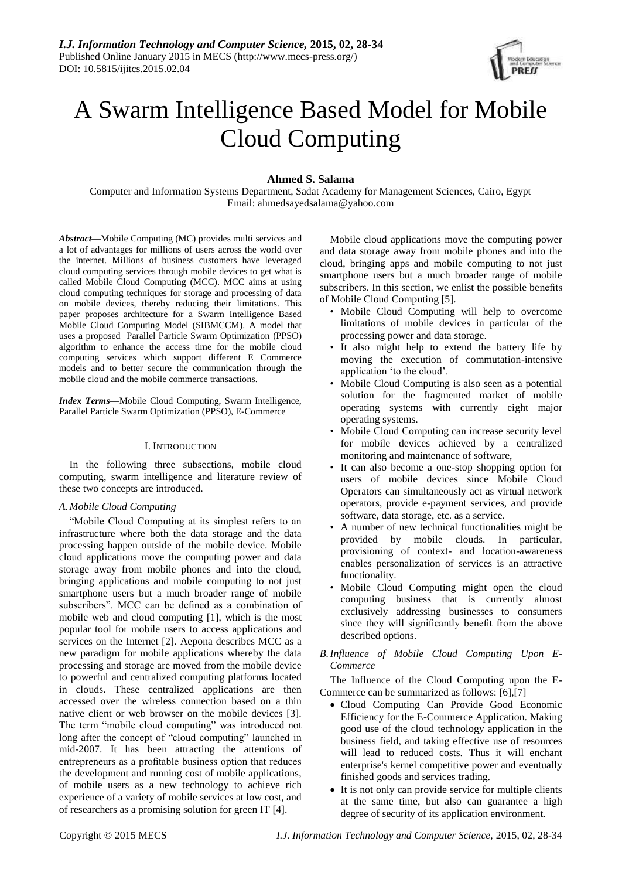# A Swarm Intelligence Based Model for Mobile Cloud Computing

**Ahmed S. Salama**

Computer and Information Systems Department, Sadat Academy for Management Sciences, Cairo, Egypt
Email: ahmedsayedsalama@yahoo.com

***Abstract*—**Mobile Computing (MC) provides multi services and a lot of advantages for millions of users across the world over the internet. Millions of business customers have leveraged cloud computing services through mobile devices to get what is called Mobile Cloud Computing (MCC). MCC aims at using cloud computing techniques for storage and processing of data on mobile devices, thereby reducing their limitations. This paper proposes architecture for a Swarm Intelligence Based Mobile Cloud Computing Model (SIBMCCM). A model that uses a proposed Parallel Particle Swarm Optimization (PPSO) algorithm to enhance the access time for the mobile cloud computing services which support different E Commerce models and to better secure the communication through the mobile cloud and the mobile commerce transactions.

***Index Terms*—**Mobile Cloud Computing, Swarm Intelligence, Parallel Particle Swarm Optimization (PPSO), E-Commerce

## I. INTRODUCTION

In the following three subsections, mobile cloud computing, swarm intelligence and literature review of these two concepts are introduced.

### *A. Mobile Cloud Computing*

"Mobile Cloud Computing at its simplest refers to an infrastructure where both the data storage and the data processing happen outside of the mobile device. Mobile cloud applications move the computing power and data storage away from mobile phones and into the cloud, bringing applications and mobile computing to not just smartphone users but a much broader range of mobile subscribers". MCC can be defined as a combination of mobile web and cloud computing [1], which is the most popular tool for mobile users to access applications and services on the Internet [2]. Aepona describes MCC as a new paradigm for mobile applications whereby the data processing and storage are moved from the mobile device to powerful and centralized computing platforms located in clouds. These centralized applications are then accessed over the wireless connection based on a thin native client or web browser on the mobile devices [3]. The term "mobile cloud computing" was introduced not long after the concept of "cloud computing" launched in mid-2007. It has been attracting the attentions of entrepreneurs as a profitable business option that reduces the development and running cost of mobile applications, of mobile users as a new technology to achieve rich experience of a variety of mobile services at low cost, and of researchers as a promising solution for green IT [4].

Mobile cloud applications move the computing power and data storage away from mobile phones and into the cloud, bringing apps and mobile computing to not just smartphone users but a much broader range of mobile subscribers. In this section, we enlist the possible benefits of Mobile Cloud Computing [5].

- Mobile Cloud Computing will help to overcome limitations of mobile devices in particular of the processing power and data storage.
- It also might help to extend the battery life by moving the execution of commutation-intensive application 'to the cloud'.
- Mobile Cloud Computing is also seen as a potential solution for the fragmented market of mobile operating systems with currently eight major operating systems.
- Mobile Cloud Computing can increase security level for mobile devices achieved by a centralized monitoring and maintenance of software,
- It can also become a one-stop shopping option for users of mobile devices since Mobile Cloud Operators can simultaneously act as virtual network operators, provide e-payment services, and provide software, data storage, etc. as a service.
- A number of new technical functionalities might be provided by mobile clouds. In particular, provisioning of context- and location-awareness enables personalization of services is an attractive functionality.
- Mobile Cloud Computing might open the cloud computing business that is currently almost exclusively addressing businesses to consumers since they will significantly benefit from the above described options.

### *B. Influence of Mobile Cloud Computing Upon E-Commerce*

The Influence of the Cloud Computing upon the E-Commerce can be summarized as follows: [6],[7]

- Cloud Computing Can Provide Good Economic Efficiency for the E-Commerce Application. Making good use of the cloud technology application in the business field, and taking effective use of resources will lead to reduced costs. Thus it will enchant enterprise's kernel competitive power and eventually finished goods and services trading.
- It is not only can provide service for multiple clients at the same time, but also can guarantee a high degree of security of its application environment.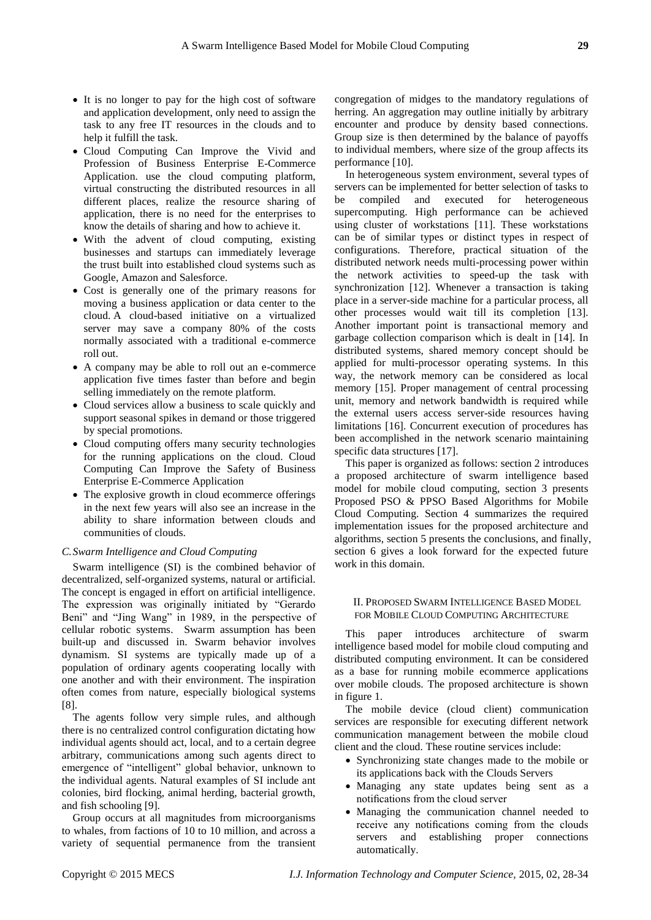- It is no longer to pay for the high cost of software and application development, only need to assign the task to any free IT resources in the clouds and to help it fulfill the task.
- Cloud Computing Can Improve the Vivid and Profession of Business Enterprise E-Commerce Application. use the cloud computing platform, virtual constructing the distributed resources in all different places, realize the resource sharing of application, there is no need for the enterprises to know the details of sharing and how to achieve it.
- With the advent of cloud computing, existing businesses and startups can immediately leverage the trust built into established cloud systems such as Google, Amazon and Salesforce.
- Cost is generally one of the primary reasons for moving a business application or data center to the cloud. A cloud-based initiative on a virtualized server may save a company 80% of the costs normally associated with a traditional e-commerce roll out.
- A company may be able to roll out an e-commerce application five times faster than before and begin selling immediately on the remote platform.
- Cloud services allow a business to scale quickly and support seasonal spikes in demand or those triggered by special promotions.
- Cloud computing offers many security technologies for the running applications on the cloud. Cloud Computing Can Improve the Safety of Business Enterprise E-Commerce Application
- The explosive growth in cloud ecommerce offerings in the next few years will also see an increase in the ability to share information between clouds and communities of clouds.

### *C. Swarm Intelligence and Cloud Computing*

Swarm intelligence (SI) is the combined behavior of decentralized, self-organized systems, natural or artificial. The concept is engaged in effort on artificial intelligence. The expression was originally initiated by "Gerardo Beni" and "Jing Wang" in 1989, in the perspective of cellular robotic systems. Swarm assumption has been built-up and discussed in. Swarm behavior involves dynamism. SI systems are typically made up of a population of ordinary agents cooperating locally with one another and with their environment. The inspiration often comes from nature, especially biological systems [8].

The agents follow very simple rules, and although there is no centralized control configuration dictating how individual agents should act, local, and to a certain degree arbitrary, communications among such agents direct to emergence of "intelligent" global behavior, unknown to the individual agents. Natural examples of SI include ant colonies, bird flocking, animal herding, bacterial growth, and fish schooling [9].

Group occurs at all magnitudes from microorganisms to whales, from factions of 10 to 10 million, and across a variety of sequential permanence from the transient congregation of midges to the mandatory regulations of herring. An aggregation may outline initially by arbitrary encounter and produce by density based connections. Group size is then determined by the balance of payoffs to individual members, where size of the group affects its performance [10].

In heterogeneous system environment, several types of servers can be implemented for better selection of tasks to be compiled and executed for heterogeneous supercomputing. High performance can be achieved using cluster of workstations [11]. These workstations can be of similar types or distinct types in respect of configurations. Therefore, practical situation of the distributed network needs multi-processing power within the network activities to speed-up the task with synchronization [12]. Whenever a transaction is taking place in a server-side machine for a particular process, all other processes would wait till its completion [13]. Another important point is transactional memory and garbage collection comparison which is dealt in [14]. In distributed systems, shared memory concept should be applied for multi-processor operating systems. In this way, the network memory can be considered as local memory [15]. Proper management of central processing unit, memory and network bandwidth is required while the external users access server-side resources having limitations [16]. Concurrent execution of procedures has been accomplished in the network scenario maintaining specific data structures [17].

This paper is organized as follows: section 2 introduces a proposed architecture of swarm intelligence based model for mobile cloud computing, section 3 presents Proposed PSO & PPSO Based Algorithms for Mobile Cloud Computing. Section 4 summarizes the required implementation issues for the proposed architecture and algorithms, section 5 presents the conclusions, and finally, section 6 gives a look forward for the expected future work in this domain.

## II. Proposed Swarm Intelligence Based Model for Mobile Cloud Computing Architecture

This paper introduces architecture of swarm intelligence based model for mobile cloud computing and distributed computing environment. It can be considered as a base for running mobile ecommerce applications over mobile clouds. The proposed architecture is shown in figure 1.

The mobile device (cloud client) communication services are responsible for executing different network communication management between the mobile cloud client and the cloud. These routine services include:

- Synchronizing state changes made to the mobile or its applications back with the Clouds Servers
- Managing any state updates being sent as a notifications from the cloud server
- Managing the communication channel needed to receive any notifications coming from the clouds servers and establishing proper connections automatically.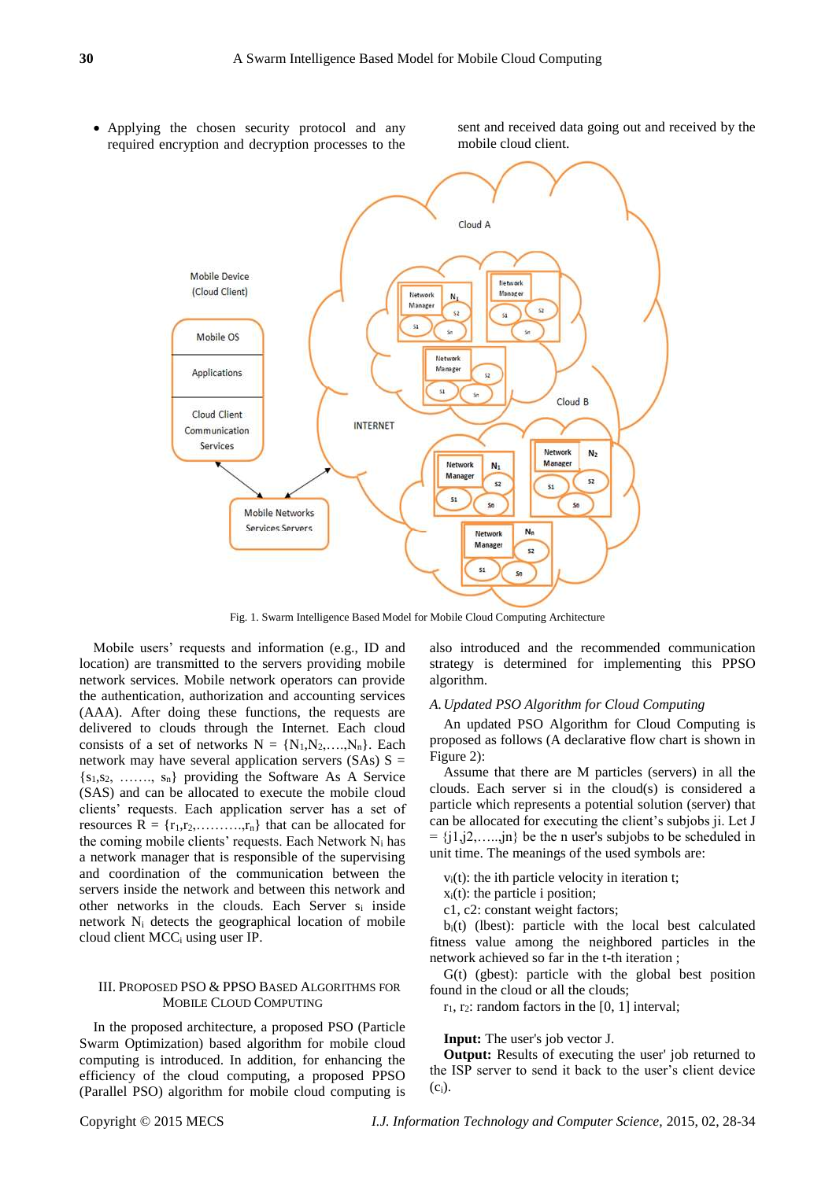- Applying the chosen security protocol and any required encryption and decryption processes to the sent and received data going out and received by the mobile cloud client.

Fig. 1. Swarm Intelligence Based Model for Mobile Cloud Computing Architecture

Mobile users' requests and information (e.g., ID and location) are transmitted to the servers providing mobile network services. Mobile network operators can provide the authentication, authorization and accounting services (AAA). After doing these functions, the requests are delivered to clouds through the Internet. Each cloud consists of a set of networks $N = \{N_1, N_2, \ldots, N_n\}$. Each network may have several application servers (SAs) $S = \{s_1, s_2, \ldots, s_n\}$ providing the Software As A Service (SAS) and can be allocated to execute the mobile cloud clients' requests. Each application server has a set of resources $R = \{r_1, r_2, \ldots, r_n\}$ that can be allocated for the coming mobile clients' requests. Each Network $N_i$ has a network manager that is responsible for the supervising and coordination of the communication between the servers inside the network and between this network and other networks in the clouds. Each Server $s_i$ inside network $N_i$ detects the geographical location of mobile cloud client $MCC_i$ using user IP.

## III. Proposed PSO & PPSO Based Algorithms for Mobile Cloud Computing

In the proposed architecture, a proposed PSO (Particle Swarm Optimization) based algorithm for mobile cloud computing is introduced. In addition, for enhancing the efficiency of the cloud computing, a proposed PPSO (Parallel PSO) algorithm for mobile cloud computing is also introduced and the recommended communication strategy is determined for implementing this PPSO algorithm.

### *A. Updated PSO Algorithm for Cloud Computing*

An updated PSO Algorithm for Cloud Computing is proposed as follows (A declarative flow chart is shown in Figure 2):

Assume that there are M particles (servers) in all the clouds. Each server si in the cloud(s) is considered a particle which represents a potential solution (server) that can be allocated for executing the client's subjobs ji. Let $J = \{j1, j2, \ldots, jn\}$ be the n user's subjobs to be scheduled in unit time. The meanings of the used symbols are:

$v_i(t)$: the ith particle velocity in iteration t;

$x_i(t)$: the particle i position;

c1, c2: constant weight factors;

$b_i(t)$ (lbest): particle with the local best calculated fitness value among the neighbored particles in the network achieved so far in the t-th iteration ;

G(t) (gbest): particle with the global best position found in the cloud or all the clouds;

$r_1$, $r_2$: random factors in the [0, 1] interval;

**Input:** The user's job vector J.

**Output:** Results of executing the user' job returned to the ISP server to send it back to the user's client device ($c_i$).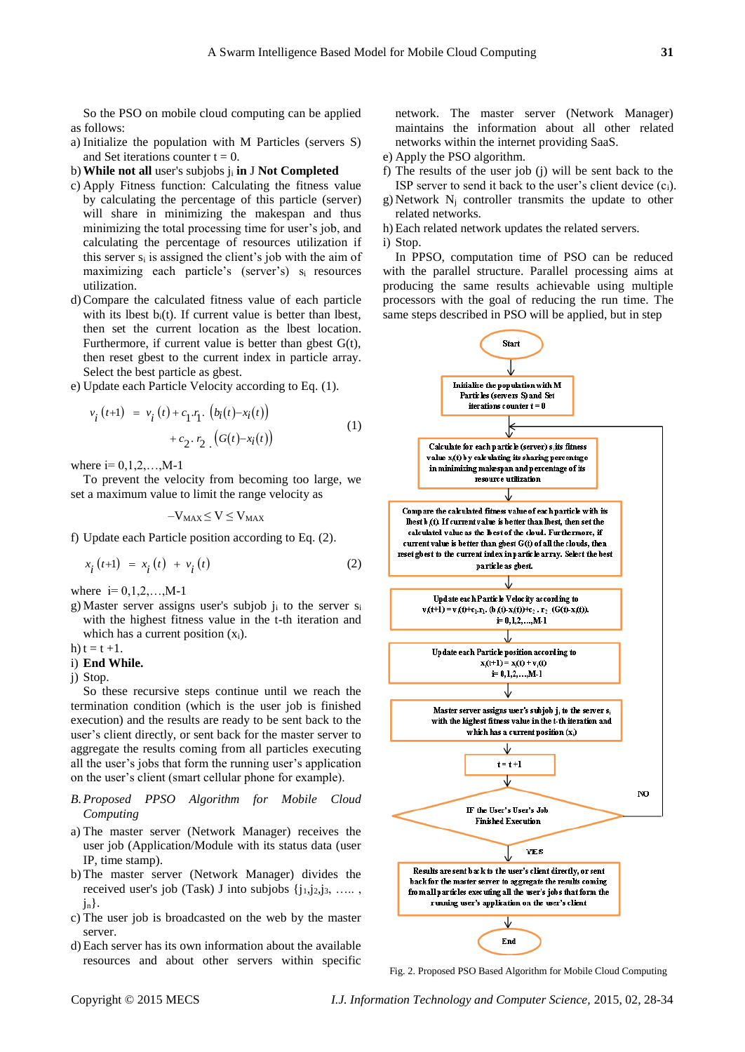So the PSO on mobile cloud computing can be applied as follows:

a) Initialize the population with M Particles (servers S) and Set iterations counter t = 0.

b) **While not all** user's subjobs $j_i$ **in** J **Not Completed**

c) Apply Fitness function: Calculating the fitness value by calculating the percentage of this particle (server) will share in minimizing the makespan and thus minimizing the total processing time for user's job, and calculating the percentage of resources utilization if this server $s_i$ is assigned the client's job with the aim of maximizing each particle's (server's) $s_i$ resources utilization.

d) Compare the calculated fitness value of each particle with its lbest $b_i(t)$. If current value is better than lbest, then set the current location as the lbest location. Furthermore, if current value is better than gbest G(t), then reset gbest to the current index in particle array. Select the best particle as gbest.

e) Update each Particle Velocity according to Eq. (1).

$$v_i(t+1) = v_i(t) + c_1 . r_1 . (b_i(t) - x_i(t)) + c_2 . r_2 . (G(t) - x_i(t)) \quad (1)$$

where i= 0,1,2,…,M-1

To prevent the velocity from becoming too large, we set a maximum value to limit the range velocity as

$$-V_{MAX} \leq V \leq V_{MAX}$$

f) Update each Particle position according to Eq. (2).

$$x_i(t+1) = x_i(t) + v_i(t) \quad (2)$$

where i= 0,1,2,…,M-1

g) Master server assigns user's subjob $j_i$ to the server $s_i$ with the highest fitness value in the t-th iteration and which has a current position ($x_i$).

h) t = t +1.

i) **End While.**

j) Stop.

So these recursive steps continue until we reach the termination condition (which is the user job is finished execution) and the results are ready to be sent back to the user's client directly, or sent back for the master server to aggregate the results coming from all particles executing all the user's jobs that form the running user's application on the user's client (smart cellular phone for example).

### *B. Proposed PPSO Algorithm for Mobile Cloud Computing*

a) The master server (Network Manager) receives the user job (Application/Module with its status data (user IP, time stamp).

b) The master server (Network Manager) divides the received user's job (Task) J into subjobs $\{j_1, j_2, j_3, \ldots, j_n\}$.

c) The user job is broadcasted on the web by the master server.

d) Each server has its own information about the available resources and about other servers within specific network. The master server (Network Manager) maintains the information about all other related networks within the internet providing SaaS.

e) Apply the PSO algorithm.

f) The results of the user job (j) will be sent back to the ISP server to send it back to the user's client device ($c_i$).

g) Network $N_j$ controller transmits the update to other related networks.

h) Each related network updates the related servers.

i) Stop.

In PPSO, computation time of PSO can be reduced with the parallel structure. Parallel processing aims at producing the same results achievable using multiple processors with the goal of reducing the run time. The same steps described in PSO will be applied, but in step

Fig. 2. Proposed PSO Based Algorithm for Mobile Cloud Computing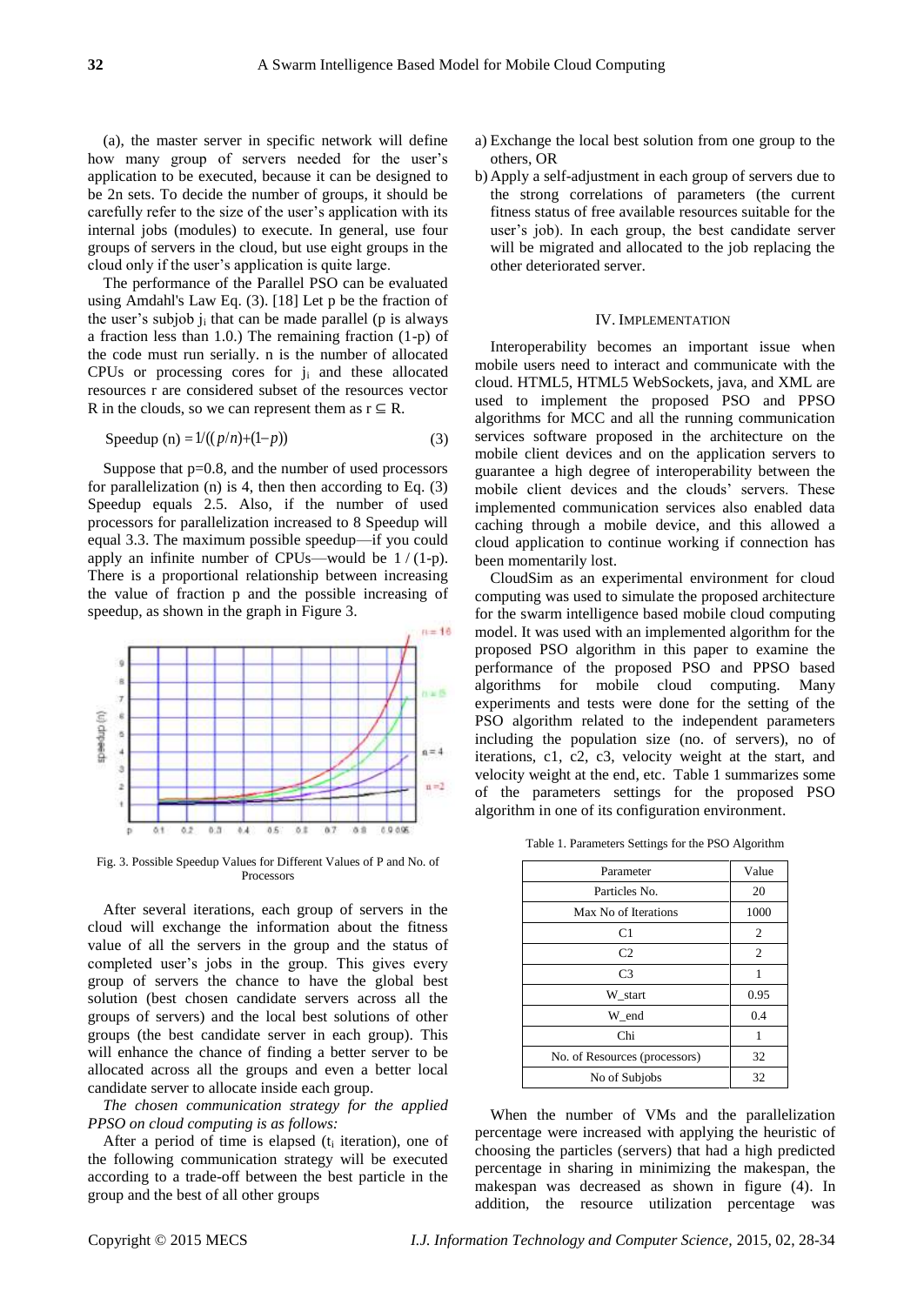(a), the master server in specific network will define how many group of servers needed for the user's application to be executed, because it can be designed to be 2n sets. To decide the number of groups, it should be carefully refer to the size of the user's application with its internal jobs (modules) to execute. In general, use four groups of servers in the cloud, but use eight groups in the cloud only if the user's application is quite large.

The performance of the Parallel PSO can be evaluated using Amdahl's Law Eq. (3). [18] Let p be the fraction of the user's subjob $j_i$ that can be made parallel (p is always a fraction less than 1.0.) The remaining fraction (1-p) of the code must run serially. n is the number of allocated CPUs or processing cores for $j_i$ and these allocated resources r are considered subset of the resources vector R in the clouds, so we can represent them as $r \subseteq R$.

$$\text{Speedup}\ (n) = 1/((p/n)+(1-p)) \tag{3}$$

Suppose that p=0.8, and the number of used processors for parallelization (n) is 4, then then according to Eq. (3) Speedup equals 2.5. Also, if the number of used processors for parallelization increased to 8 Speedup will equal 3.3. The maximum possible speedup—if you could apply an infinite number of CPUs—would be 1 / (1-p). There is a proportional relationship between increasing the value of fraction p and the possible increasing of speedup, as shown in the graph in Figure 3.

Fig. 3. Possible Speedup Values for Different Values of P and No. of Processors

After several iterations, each group of servers in the cloud will exchange the information about the fitness value of all the servers in the group and the status of completed user's jobs in the group. This gives every group of servers the chance to have the global best solution (best chosen candidate servers across all the groups of servers) and the local best solutions of other groups (the best candidate server in each group). This will enhance the chance of finding a better server to be allocated across all the groups and even a better local candidate server to allocate inside each group.

*The chosen communication strategy for the applied PPSO on cloud computing is as follows:*

After a period of time is elapsed ($t_i$ iteration), one of the following communication strategy will be executed according to a trade-off between the best particle in the group and the best of all other groups

a) Exchange the local best solution from one group to the others, OR
b) Apply a self-adjustment in each group of servers due to the strong correlations of parameters (the current fitness status of free available resources suitable for the user's job). In each group, the best candidate server will be migrated and allocated to the job replacing the other deteriorated server.

## IV. Implementation

Interoperability becomes an important issue when mobile users need to interact and communicate with the cloud. HTML5, HTML5 WebSockets, java, and XML are used to implement the proposed PSO and PPSO algorithms for MCC and all the running communication services software proposed in the architecture on the mobile client devices and on the application servers to guarantee a high degree of interoperability between the mobile client devices and the clouds' servers. These implemented communication services also enabled data caching through a mobile device, and this allowed a cloud application to continue working if connection has been momentarily lost.

CloudSim as an experimental environment for cloud computing was used to simulate the proposed architecture for the swarm intelligence based mobile cloud computing model. It was used with an implemented algorithm for the proposed PSO algorithm in this paper to examine the performance of the proposed PSO and PPSO based algorithms for mobile cloud computing. Many experiments and tests were done for the setting of the PSO algorithm related to the independent parameters including the population size (no. of servers), no of iterations, c1, c2, c3, velocity weight at the start, and velocity weight at the end, etc. Table 1 summarizes some of the parameters settings for the proposed PSO algorithm in one of its configuration environment.

Table 1. Parameters Settings for the PSO Algorithm

| Parameter | Value |
|---|---|
| Particles No. | 20 |
| Max No of Iterations | 1000 |
| C1 | 2 |
| C2 | 2 |
| C3 | 1 |
| W_start | 0.95 |
| W_end | 0.4 |
| Chi | 1 |
| No. of Resources (processors) | 32 |
| No of Subjobs | 32 |

When the number of VMs and the parallelization percentage were increased with applying the heuristic of choosing the particles (servers) that had a high predicted percentage in sharing in minimizing the makespan, the makespan was decreased as shown in figure (4). In addition, the resource utilization percentage was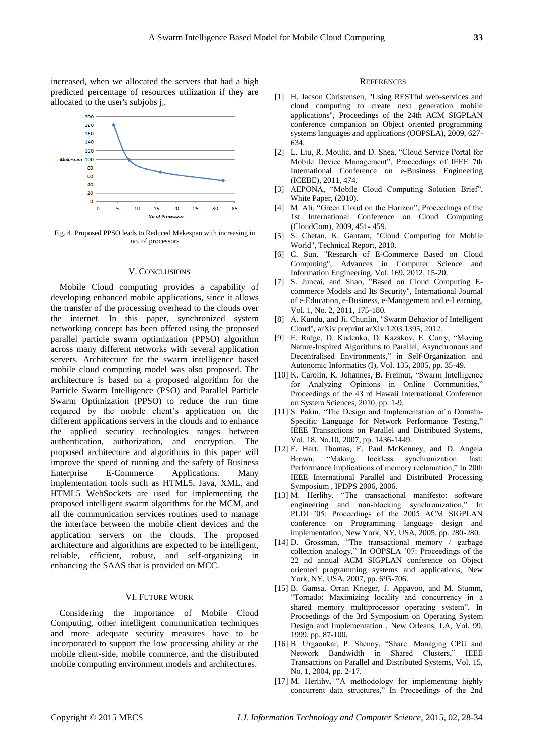increased, when we allocated the servers that had a high predicted percentage of resources utilization if they are allocated to the user's subjobs $j_i$.

Fig. 4. Proposed PPSO leads to Reduced Mekespan with increasing in no. of processors

## V. Conclusions

Mobile Cloud computing provides a capability of developing enhanced mobile applications, since it allows the transfer of the processing overhead to the clouds over the internet. In this paper, synchronized system networking concept has been offered using the proposed parallel particle swarm optimization (PPSO) algorithm across many different networks with several application servers. Architecture for the swarm intelligence based mobile cloud computing model was also proposed. The architecture is based on a proposed algorithm for the Particle Swarm Intelligence (PSO) and Parallel Particle Swarm Optimization (PPSO) to reduce the run time required by the mobile client's application on the different applications servers in the clouds and to enhance the applied security technologies ranges between authentication, authorization, and encryption. The proposed architecture and algorithms in this paper will improve the speed of running and the safety of Business Enterprise E-Commerce Applications. Many implementation tools such as HTML5, Java, XML, and HTML5 WebSockets are used for implementing the proposed intelligent swarm algorithms for the MCM, and all the communication services routines used to manage the interface between the mobile client devices and the application servers on the clouds. The proposed architecture and algorithms are expected to be intelligent, reliable, efficient, robust, and self-organizing in enhancing the SAAS that is provided on MCC.

## VI. Future Work

Considering the importance of Mobile Cloud Computing, other intelligent communication techniques and more adequate security measures have to be incorporated to support the low processing ability at the mobile client-side, mobile commerce, and the distributed mobile computing environment models and architectures.

## References

[1] H. Jacson Christensen, "Using RESTful web-services and cloud computing to create next generation mobile applications", Proceedings of the 24th ACM SIGPLAN conference companion on Object oriented programming systems languages and applications (OOPSLA), 2009, 627-634.

[2] L. Liu, R. Moulic, and D. Shea, "Cloud Service Portal for Mobile Device Management", Proceedings of IEEE 7th International Conference on e-Business Engineering (ICEBE), 2011, 474.

[3] AEPONA, "Mobile Cloud Computing Solution Brief", White Paper, (2010).

[4] M. Ali, "Green Cloud on the Horizon", Proceedings of the 1st International Conference on Cloud Computing (CloudCom), 2009, 451- 459.

[5] S. Chetan, K. Gautam, "Cloud Computing for Mobile World", Technical Report, 2010.

[6] C. Sun, "Research of E-Commerce Based on Cloud Computing", Advances in Computer Science and Information Engineering, Vol. 169, 2012, 15-20.

[7] S. Juncai, and Shao, "Based on Cloud Computing E-commerce Models and Its Security", International Journal of e-Education, e-Business, e-Management and e-Learning, Vol. 1, No. 2, 2011, 175-180.

[8] A. Kundu, and Ji. Chunlin, "Swarm Behavior of Intelligent Cloud", arXiv preprint arXiv:1203.1395, 2012.

[9] E. Ridge, D. Kudenko, D. Kazakov, E. Curry, "Moving Nature-Inspired Algorithms to Parallel, Asynchronous and Decentralised Environments," in Self-Organization and Autonomic Informatics (I), Vol. 135, 2005, pp. 35-49.

[10] K. Carolin, K. Johannes, B. Freimut, "Swarm Intelligence for Analyzing Opinions in Online Communities," Proceedings of the 43 rd Hawaii International Conference on System Sciences, 2010, pp. 1-9.

[11] S. Pakin, "The Design and Implementation of a Domain-Specific Language for Network Performance Testing," IEEE Transactions on Parallel and Distributed Systems, Vol. 18, No.10, 2007, pp. 1436-1449.

[12] E. Hart, Thomas, E. Paul McKenney, and D. Angela Brown, "Making lockless synchronization fast: Performance implications of memory reclamation," In 20th IEEE International Parallel and Distributed Processing Symposium , IPDPS 2006, 2006.

[13] M. Herlihy, "The transactional manifesto: software engineering and non-blocking synchronization," In PLDI '05: Proceedings of the 2005 ACM SIGPLAN conference on Programming language design and implementation, New York, NY, USA, 2005, pp. 280-280.

[14] D. Grossman, "The transactional memory / garbage collection analogy," In OOPSLA '07: Proceedings of the 22 nd annual ACM SIGPLAN conference on Object oriented programming systems and applications, New York, NY, USA, 2007, pp. 695-706.

[15] B. Gamsa, Orran Krieger, J. Appavoo, and M. Stumm, "Tornado: Maximizing locality and concurrency in a shared memory multiprocessor operating system", In Proceedings of the 3rd Symposium on Operating System Design and Implementation , New Orleans, LA, Vol. 99, 1999, pp. 87-100.

[16] B. Urgaonkar, P. Shenoy, "Sharc: Managing CPU and Network Bandwidth in Shared Clusters," IEEE Transactions on Parallel and Distributed Systems, Vol. 15, No. 1, 2004, pp. 2-17.

[17] M. Herlihy, "A methodology for implementing highly concurrent data structures," In Proceedings of the 2nd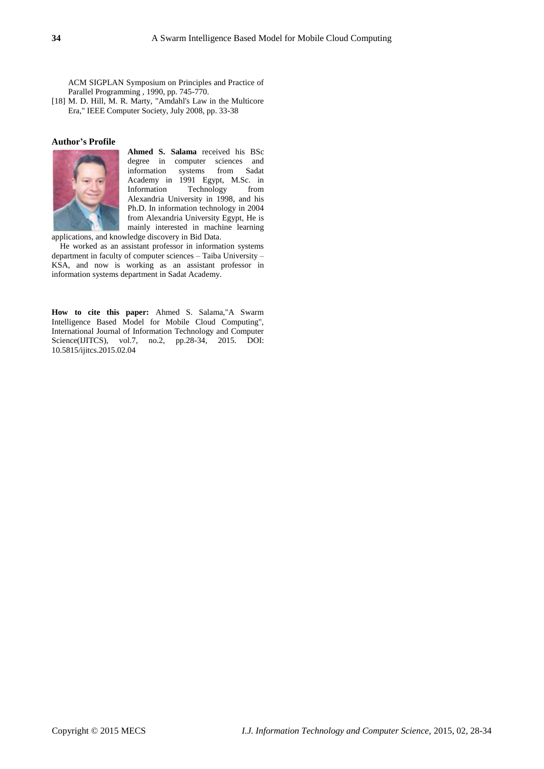ACM SIGPLAN Symposium on Principles and Practice of Parallel Programming , 1990, pp. 745-770.

[18] M. D. Hill, M. R. Marty, "Amdahl's Law in the Multicore Era," IEEE Computer Society, July 2008, pp. 33-38

## Author's Profile

**Ahmed S. Salama** received his BSc degree in computer sciences and information systems from Sadat Academy in 1991 Egypt, M.Sc. in Information Technology from Alexandria University in 1998, and his Ph.D. In information technology in 2004 from Alexandria University Egypt, He is mainly interested in machine learning applications, and knowledge discovery in Bid Data.

He worked as an assistant professor in information systems department in faculty of computer sciences – Taiba University – KSA, and now is working as an assistant professor in information systems department in Sadat Academy.

**How to cite this paper:** Ahmed S. Salama,"A Swarm Intelligence Based Model for Mobile Cloud Computing", International Journal of Information Technology and Computer Science(IJITCS), vol.7, no.2, pp.28-34, 2015. DOI: 10.5815/ijitcs.2015.02.04